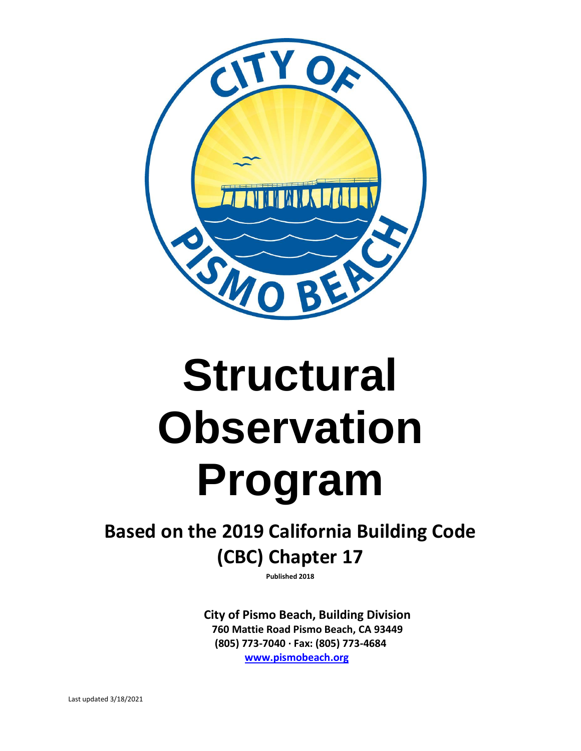# Structural Observation Program

## Based on the 2019 California Building Code (CBC) Chapter 17

**Published 2018**

**City of Pismo Beach, Building Division**
**760 Mattie Road Pismo Beach, CA 93449**
**(805) 773-7040 · Fax: (805) 773-4684**
**www.pismobeach.org**

Last updated 3/18/2021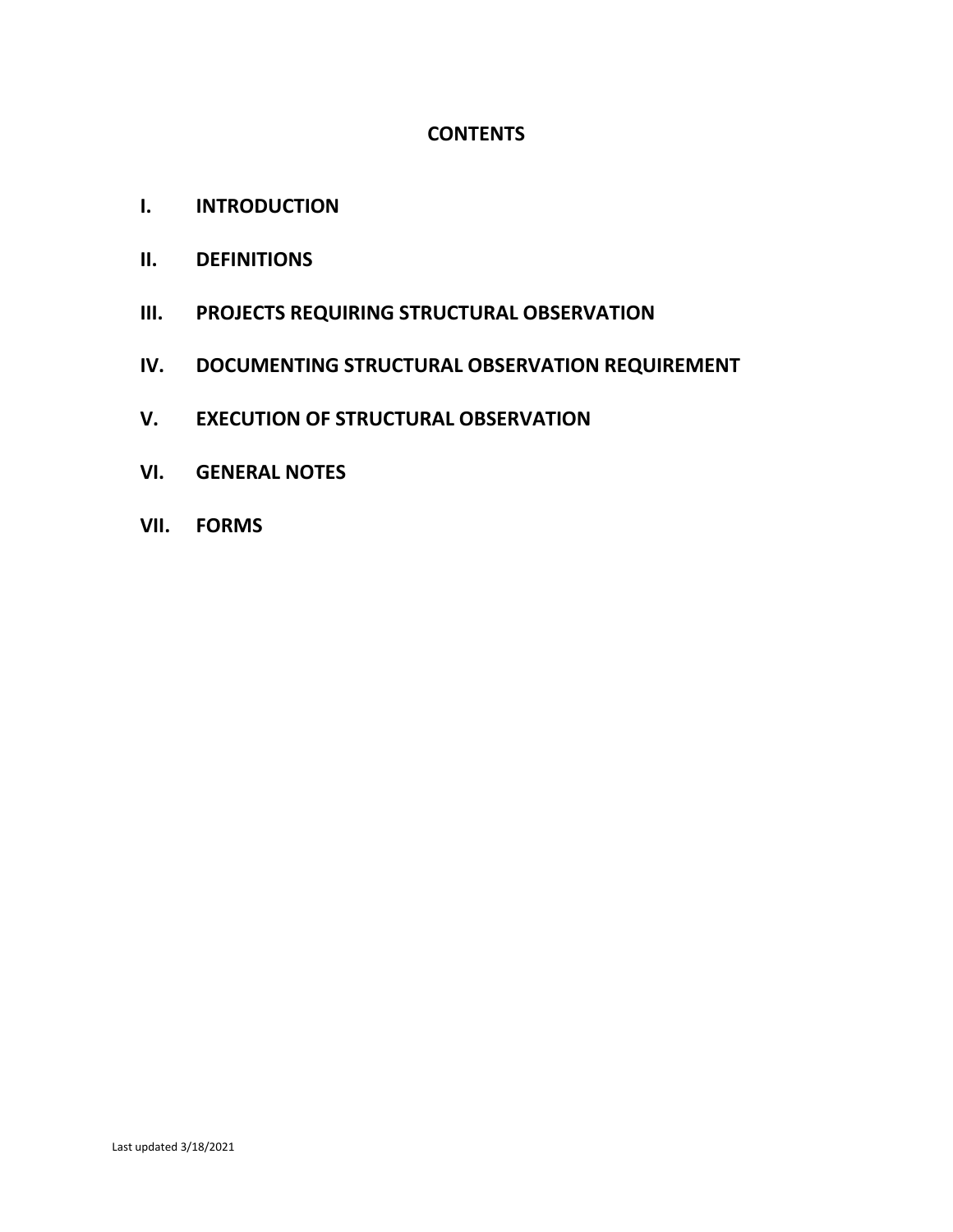## CONTENTS

I. **INTRODUCTION**

II. **DEFINITIONS**

III. **PROJECTS REQUIRING STRUCTURAL OBSERVATION**

IV. **DOCUMENTING STRUCTURAL OBSERVATION REQUIREMENT**

V. **EXECUTION OF STRUCTURAL OBSERVATION**

VI. **GENERAL NOTES**

VII. **FORMS**

Last updated 3/18/2021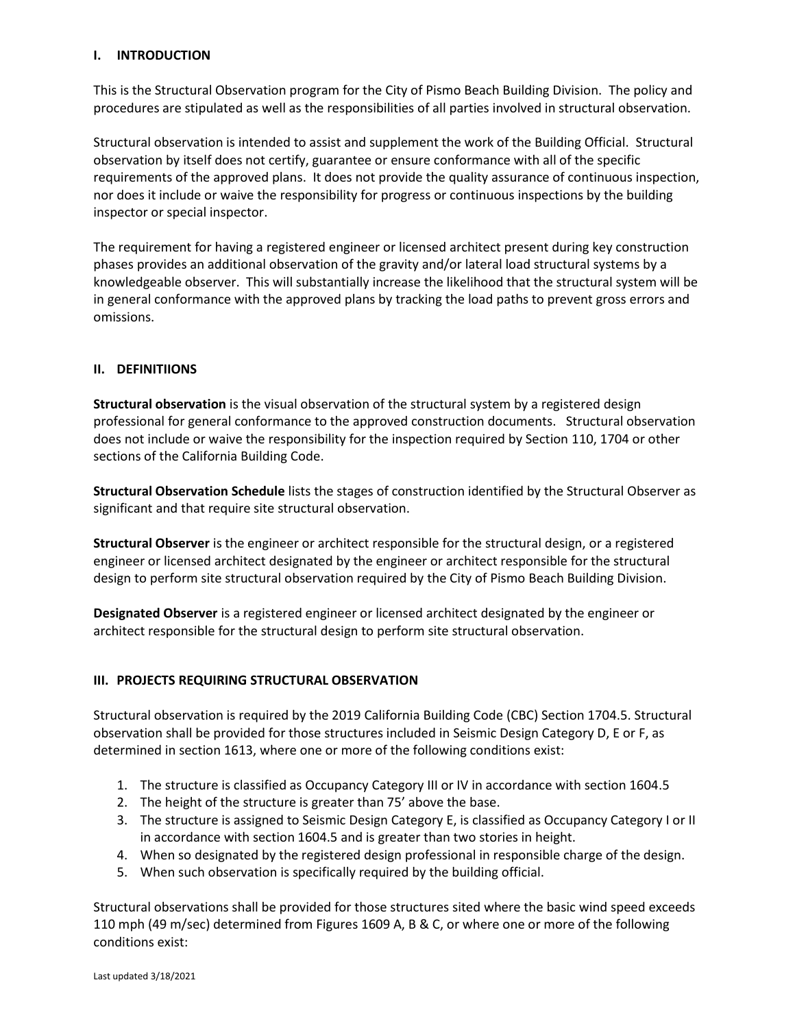## I. INTRODUCTION

This is the Structural Observation program for the City of Pismo Beach Building Division. The policy and procedures are stipulated as well as the responsibilities of all parties involved in structural observation.

Structural observation is intended to assist and supplement the work of the Building Official. Structural observation by itself does not certify, guarantee or ensure conformance with all of the specific requirements of the approved plans. It does not provide the quality assurance of continuous inspection, nor does it include or waive the responsibility for progress or continuous inspections by the building inspector or special inspector.

The requirement for having a registered engineer or licensed architect present during key construction phases provides an additional observation of the gravity and/or lateral load structural systems by a knowledgeable observer. This will substantially increase the likelihood that the structural system will be in general conformance with the approved plans by tracking the load paths to prevent gross errors and omissions.

## II. DEFINITIIONS

**Structural observation** is the visual observation of the structural system by a registered design professional for general conformance to the approved construction documents. Structural observation does not include or waive the responsibility for the inspection required by Section 110, 1704 or other sections of the California Building Code.

**Structural Observation Schedule** lists the stages of construction identified by the Structural Observer as significant and that require site structural observation.

**Structural Observer** is the engineer or architect responsible for the structural design, or a registered engineer or licensed architect designated by the engineer or architect responsible for the structural design to perform site structural observation required by the City of Pismo Beach Building Division.

**Designated Observer** is a registered engineer or licensed architect designated by the engineer or architect responsible for the structural design to perform site structural observation.

## III. PROJECTS REQUIRING STRUCTURAL OBSERVATION

Structural observation is required by the 2019 California Building Code (CBC) Section 1704.5. Structural observation shall be provided for those structures included in Seismic Design Category D, E or F, as determined in section 1613, where one or more of the following conditions exist:

1. The structure is classified as Occupancy Category III or IV in accordance with section 1604.5
2. The height of the structure is greater than 75' above the base.
3. The structure is assigned to Seismic Design Category E, is classified as Occupancy Category I or II in accordance with section 1604.5 and is greater than two stories in height.
4. When so designated by the registered design professional in responsible charge of the design.
5. When such observation is specifically required by the building official.

Structural observations shall be provided for those structures sited where the basic wind speed exceeds 110 mph (49 m/sec) determined from Figures 1609 A, B & C, or where one or more of the following conditions exist: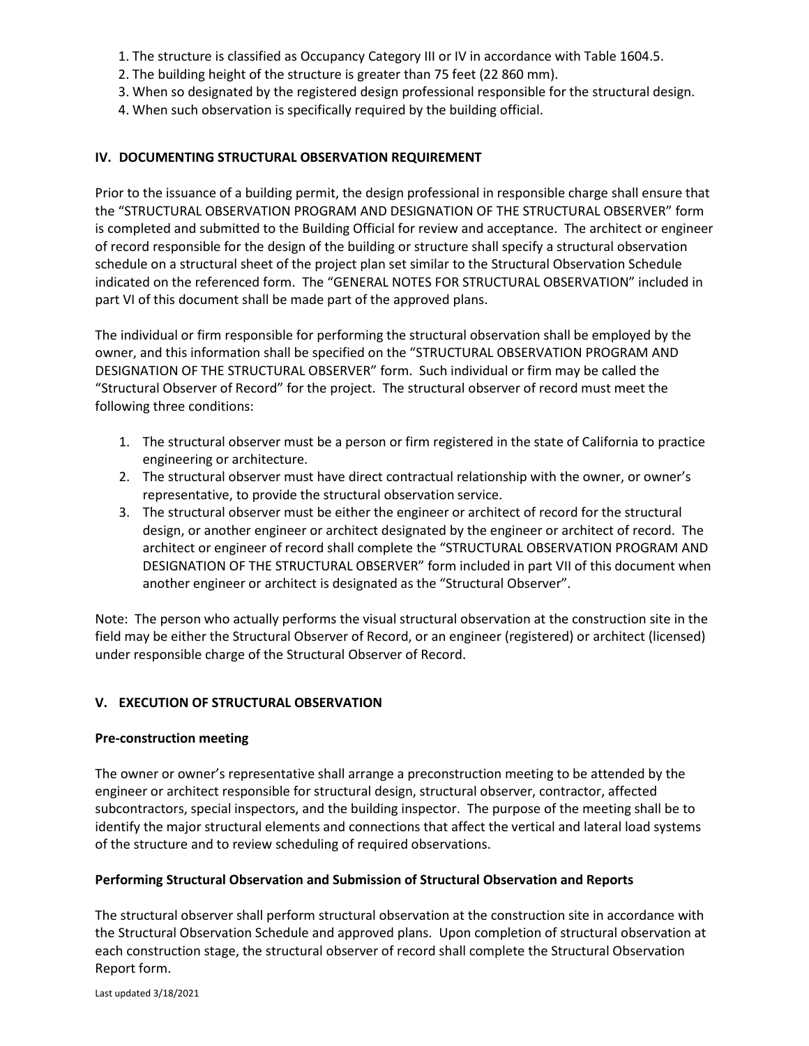1. The structure is classified as Occupancy Category III or IV in accordance with Table 1604.5.
2. The building height of the structure is greater than 75 feet (22 860 mm).
3. When so designated by the registered design professional responsible for the structural design.
4. When such observation is specifically required by the building official.

## IV. DOCUMENTING STRUCTURAL OBSERVATION REQUIREMENT

Prior to the issuance of a building permit, the design professional in responsible charge shall ensure that the "STRUCTURAL OBSERVATION PROGRAM AND DESIGNATION OF THE STRUCTURAL OBSERVER" form is completed and submitted to the Building Official for review and acceptance. The architect or engineer of record responsible for the design of the building or structure shall specify a structural observation schedule on a structural sheet of the project plan set similar to the Structural Observation Schedule indicated on the referenced form. The "GENERAL NOTES FOR STRUCTURAL OBSERVATION" included in part VI of this document shall be made part of the approved plans.

The individual or firm responsible for performing the structural observation shall be employed by the owner, and this information shall be specified on the "STRUCTURAL OBSERVATION PROGRAM AND DESIGNATION OF THE STRUCTURAL OBSERVER" form. Such individual or firm may be called the "Structural Observer of Record" for the project. The structural observer of record must meet the following three conditions:

1. The structural observer must be a person or firm registered in the state of California to practice engineering or architecture.
2. The structural observer must have direct contractual relationship with the owner, or owner's representative, to provide the structural observation service.
3. The structural observer must be either the engineer or architect of record for the structural design, or another engineer or architect designated by the engineer or architect of record. The architect or engineer of record shall complete the "STRUCTURAL OBSERVATION PROGRAM AND DESIGNATION OF THE STRUCTURAL OBSERVER" form included in part VII of this document when another engineer or architect is designated as the "Structural Observer".

Note: The person who actually performs the visual structural observation at the construction site in the field may be either the Structural Observer of Record, or an engineer (registered) or architect (licensed) under responsible charge of the Structural Observer of Record.

## V. EXECUTION OF STRUCTURAL OBSERVATION

### Pre-construction meeting

The owner or owner's representative shall arrange a preconstruction meeting to be attended by the engineer or architect responsible for structural design, structural observer, contractor, affected subcontractors, special inspectors, and the building inspector. The purpose of the meeting shall be to identify the major structural elements and connections that affect the vertical and lateral load systems of the structure and to review scheduling of required observations.

### Performing Structural Observation and Submission of Structural Observation and Reports

The structural observer shall perform structural observation at the construction site in accordance with the Structural Observation Schedule and approved plans. Upon completion of structural observation at each construction stage, the structural observer of record shall complete the Structural Observation Report form.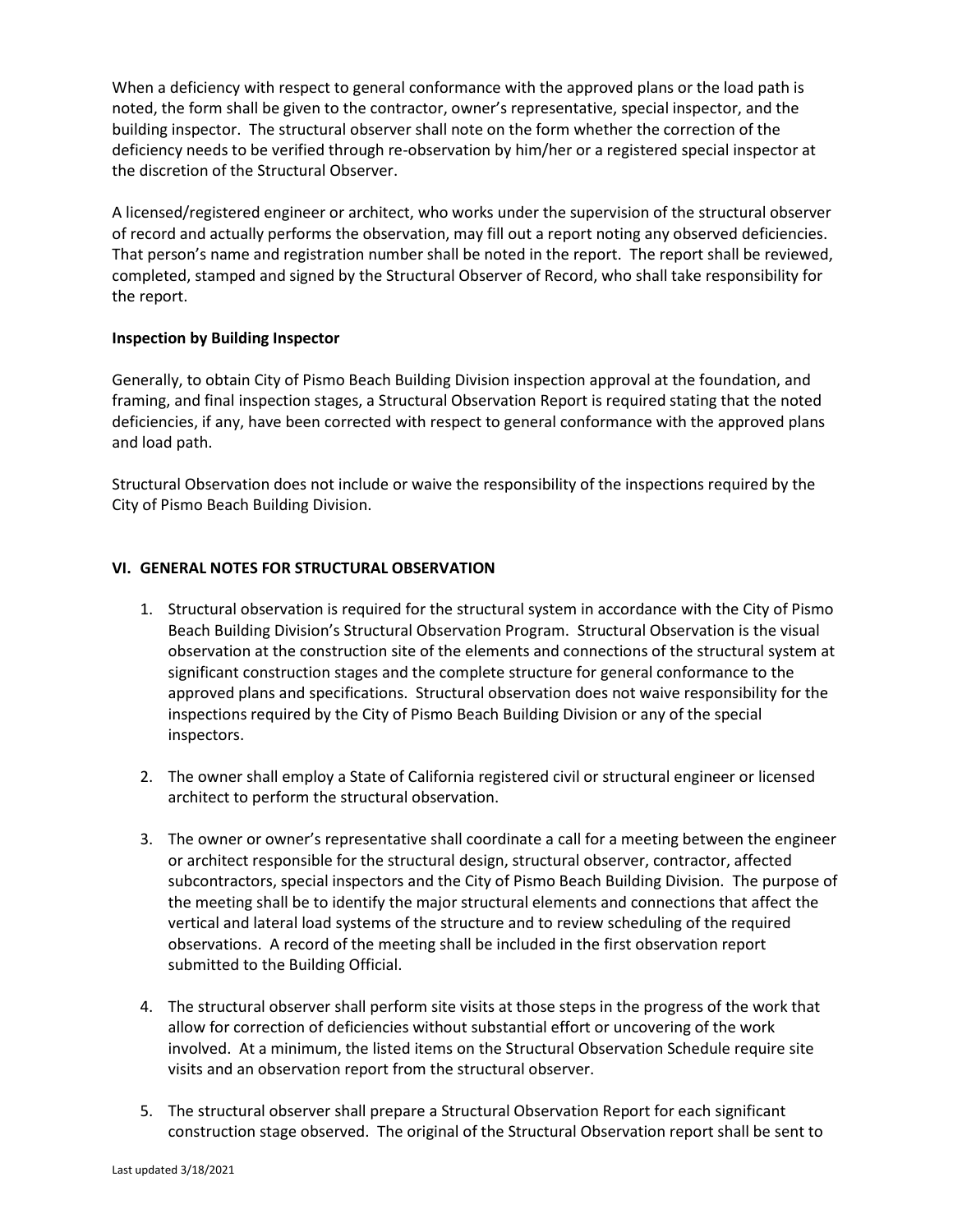When a deficiency with respect to general conformance with the approved plans or the load path is noted, the form shall be given to the contractor, owner's representative, special inspector, and the building inspector. The structural observer shall note on the form whether the correction of the deficiency needs to be verified through re-observation by him/her or a registered special inspector at the discretion of the Structural Observer.

A licensed/registered engineer or architect, who works under the supervision of the structural observer of record and actually performs the observation, may fill out a report noting any observed deficiencies. That person's name and registration number shall be noted in the report. The report shall be reviewed, completed, stamped and signed by the Structural Observer of Record, who shall take responsibility for the report.

**Inspection by Building Inspector**

Generally, to obtain City of Pismo Beach Building Division inspection approval at the foundation, and framing, and final inspection stages, a Structural Observation Report is required stating that the noted deficiencies, if any, have been corrected with respect to general conformance with the approved plans and load path.

Structural Observation does not include or waive the responsibility of the inspections required by the City of Pismo Beach Building Division.

## VI. GENERAL NOTES FOR STRUCTURAL OBSERVATION

1. Structural observation is required for the structural system in accordance with the City of Pismo Beach Building Division's Structural Observation Program. Structural Observation is the visual observation at the construction site of the elements and connections of the structural system at significant construction stages and the complete structure for general conformance to the approved plans and specifications. Structural observation does not waive responsibility for the inspections required by the City of Pismo Beach Building Division or any of the special inspectors.

2. The owner shall employ a State of California registered civil or structural engineer or licensed architect to perform the structural observation.

3. The owner or owner's representative shall coordinate a call for a meeting between the engineer or architect responsible for the structural design, structural observer, contractor, affected subcontractors, special inspectors and the City of Pismo Beach Building Division. The purpose of the meeting shall be to identify the major structural elements and connections that affect the vertical and lateral load systems of the structure and to review scheduling of the required observations. A record of the meeting shall be included in the first observation report submitted to the Building Official.

4. The structural observer shall perform site visits at those steps in the progress of the work that allow for correction of deficiencies without substantial effort or uncovering of the work involved. At a minimum, the listed items on the Structural Observation Schedule require site visits and an observation report from the structural observer.

5. The structural observer shall prepare a Structural Observation Report for each significant construction stage observed. The original of the Structural Observation report shall be sent to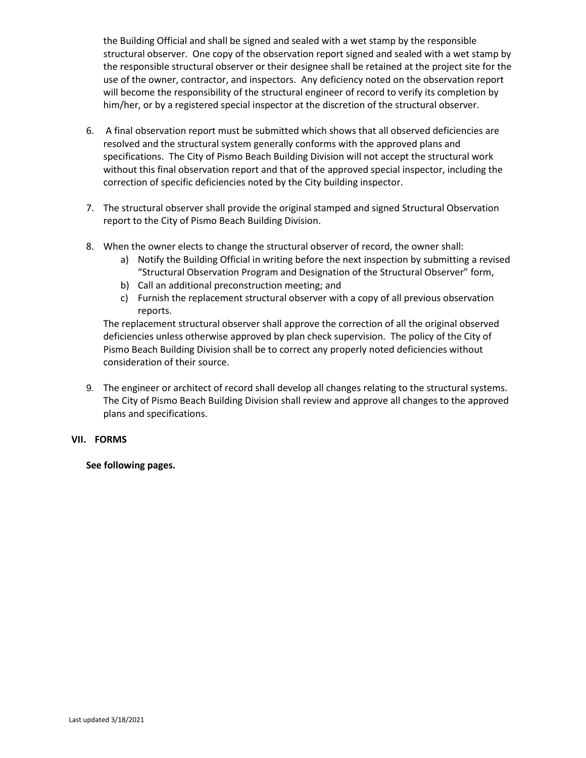the Building Official and shall be signed and sealed with a wet stamp by the responsible structural observer. One copy of the observation report signed and sealed with a wet stamp by the responsible structural observer or their designee shall be retained at the project site for the use of the owner, contractor, and inspectors. Any deficiency noted on the observation report will become the responsibility of the structural engineer of record to verify its completion by him/her, or by a registered special inspector at the discretion of the structural observer.

6. A final observation report must be submitted which shows that all observed deficiencies are resolved and the structural system generally conforms with the approved plans and specifications. The City of Pismo Beach Building Division will not accept the structural work without this final observation report and that of the approved special inspector, including the correction of specific deficiencies noted by the City building inspector.

7. The structural observer shall provide the original stamped and signed Structural Observation report to the City of Pismo Beach Building Division.

8. When the owner elects to change the structural observer of record, the owner shall:
   a) Notify the Building Official in writing before the next inspection by submitting a revised "Structural Observation Program and Designation of the Structural Observer" form,
   b) Call an additional preconstruction meeting; and
   c) Furnish the replacement structural observer with a copy of all previous observation reports.

   The replacement structural observer shall approve the correction of all the original observed deficiencies unless otherwise approved by plan check supervision. The policy of the City of Pismo Beach Building Division shall be to correct any properly noted deficiencies without consideration of their source.

9. The engineer or architect of record shall develop all changes relating to the structural systems. The City of Pismo Beach Building Division shall review and approve all changes to the approved plans and specifications.

## VII. FORMS

**See following pages.**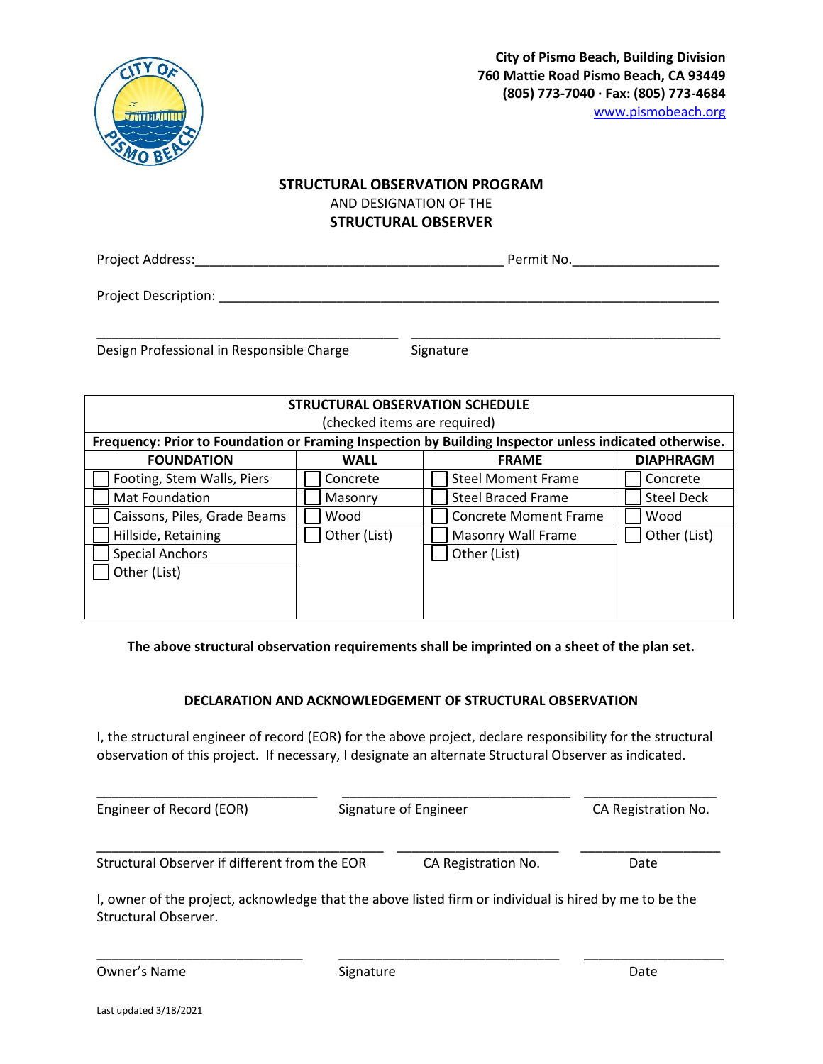City of Pismo Beach, Building Division
760 Mattie Road Pismo Beach, CA 93449
(805) 773-7040 · Fax: (805) 773-4684
www.pismobeach.org

# STRUCTURAL OBSERVATION PROGRAM
AND DESIGNATION OF THE
**STRUCTURAL OBSERVER**

Project Address:_________________________________________ Permit No.___________________

Project Description: _________________________________________________________________

_________________________________________ _________________________________________
Design Professional in Responsible Charge Signature

| STRUCTURAL OBSERVATION SCHEDULE (checked items are required) | | | |
|---|---|---|---|
| **Frequency: Prior to Foundation or Framing Inspection by Building Inspector unless indicated otherwise.** | | | |
| **FOUNDATION** | **WALL** | **FRAME** | **DIAPHRAGM** |
| ☐ Footing, Stem Walls, Piers | ☐ Concrete | ☐ Steel Moment Frame | ☐ Concrete |
| ☐ Mat Foundation | ☐ Masonry | ☐ Steel Braced Frame | ☐ Steel Deck |
| ☐ Caissons, Piles, Grade Beams | ☐ Wood | ☐ Concrete Moment Frame | ☐ Wood |
| ☐ Hillside, Retaining | ☐ Other (List) | ☐ Masonry Wall Frame | ☐ Other (List) |
| ☐ Special Anchors | | ☐ Other (List) | |
| ☐ Other (List) | | | |

**The above structural observation requirements shall be imprinted on a sheet of the plan set.**

## DECLARATION AND ACKNOWLEDGEMENT OF STRUCTURAL OBSERVATION

I, the structural engineer of record (EOR) for the above project, declare responsibility for the structural observation of this project. If necessary, I designate an alternate Structural Observer as indicated.

______________________________ ______________________________ __________________
Engineer of Record (EOR) Signature of Engineer CA Registration No.

______________________________________ ______________________ ___________________
Structural Observer if different from the EOR CA Registration No. Date

I, owner of the project, acknowledge that the above listed firm or individual is hired by me to be the Structural Observer.

____________________________ ______________________________ ___________________
Owner's Name Signature Date

Last updated 3/18/2021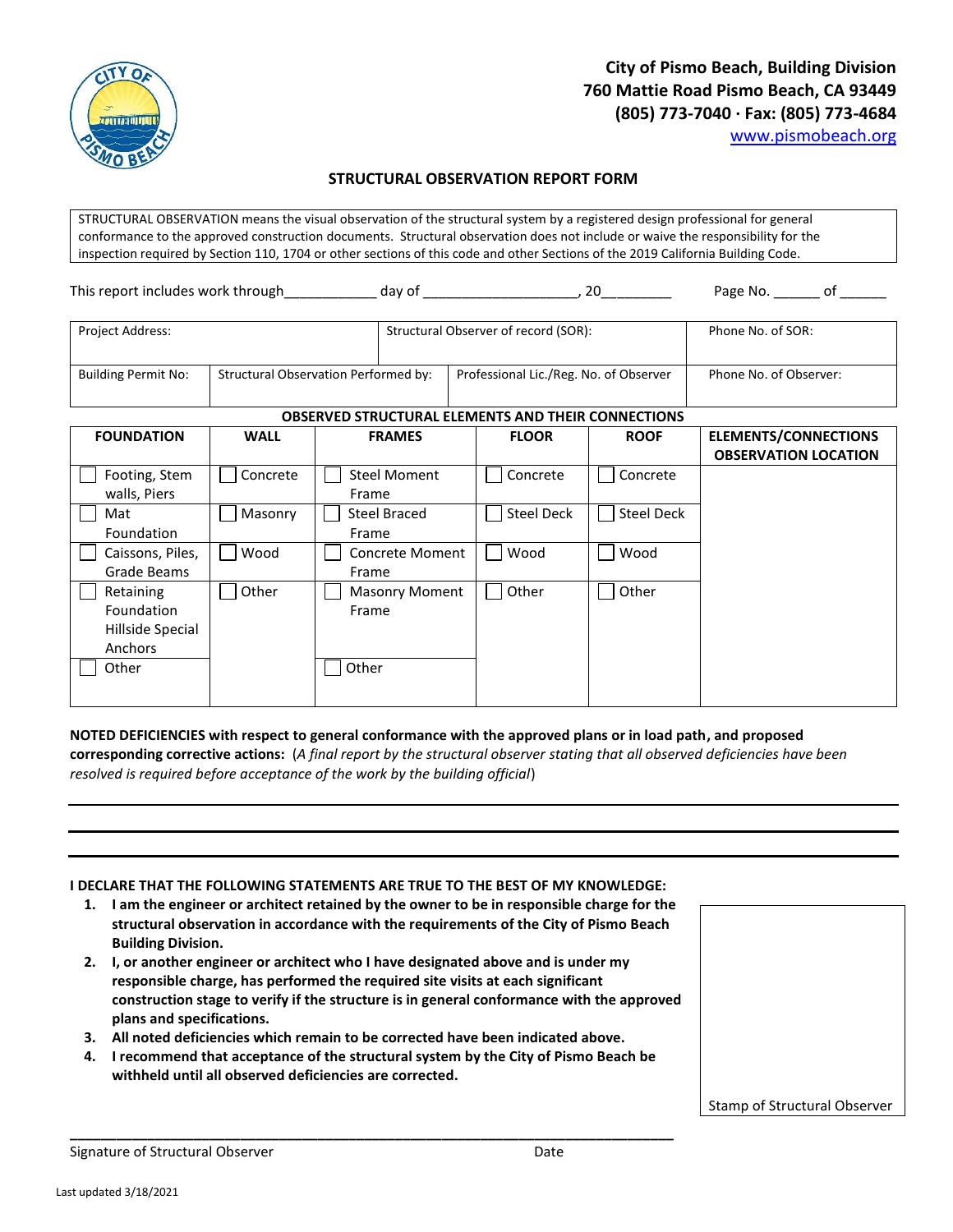**City of Pismo Beach, Building Division**
**760 Mattie Road Pismo Beach, CA 93449**
**(805) 773-7040 · Fax: (805) 773-4684**
www.pismobeach.org

## STRUCTURAL OBSERVATION REPORT FORM

STRUCTURAL OBSERVATION means the visual observation of the structural system by a registered design professional for general conformance to the approved construction documents. Structural observation does not include or waive the responsibility for the inspection required by Section 110, 1704 or other sections of this code and other Sections of the 2019 California Building Code.

This report includes work through___________ day of ___________________, 20________ Page No. ______ of ______

| | | | |
|---|---|---|---|
| Project Address: | | Structural Observer of record (SOR): | Phone No. of SOR: |
| Building Permit No: | Structural Observation Performed by: | Professional Lic./Reg. No. of Observer | Phone No. of Observer: |

**OBSERVED STRUCTURAL ELEMENTS AND THEIR CONNECTIONS**

| FOUNDATION | WALL | FRAMES | FLOOR | ROOF | ELEMENTS/CONNECTIONS OBSERVATION LOCATION |
|---|---|---|---|---|---|
| ☐ Footing, Stem walls, Piers | ☐ Concrete | ☐ Steel Moment Frame | ☐ Concrete | ☐ Concrete | |
| ☐ Mat Foundation | ☐ Masonry | ☐ Steel Braced Frame | ☐ Steel Deck | ☐ Steel Deck | |
| ☐ Caissons, Piles, Grade Beams | ☐ Wood | ☐ Concrete Moment Frame | ☐ Wood | ☐ Wood | |
| ☐ Retaining Foundation Hillside Special Anchors | ☐ Other | ☐ Masonry Moment Frame | ☐ Other | ☐ Other | |
| ☐ Other | | ☐ Other | | | |

**NOTED DEFICIENCIES with respect to general conformance with the approved plans or in load path, and proposed corresponding corrective actions:** (*A final report by the structural observer stating that all observed deficiencies have been resolved is required before acceptance of the work by the building official*)

______________________________________________________________________

______________________________________________________________________

______________________________________________________________________

**I DECLARE THAT THE FOLLOWING STATEMENTS ARE TRUE TO THE BEST OF MY KNOWLEDGE:**

1. **I am the engineer or architect retained by the owner to be in responsible charge for the structural observation in accordance with the requirements of the City of Pismo Beach Building Division.**
2. **I, or another engineer or architect who I have designated above and is under my responsible charge, has performed the required site visits at each significant construction stage to verify if the structure is in general conformance with the approved plans and specifications.**
3. **All noted deficiencies which remain to be corrected have been indicated above.**
4. **I recommend that acceptance of the structural system by the City of Pismo Beach be withheld until all observed deficiencies are corrected.**

Stamp of Structural Observer

______________________________________________________________________

Signature of Structural Observer Date

Last updated 3/18/2021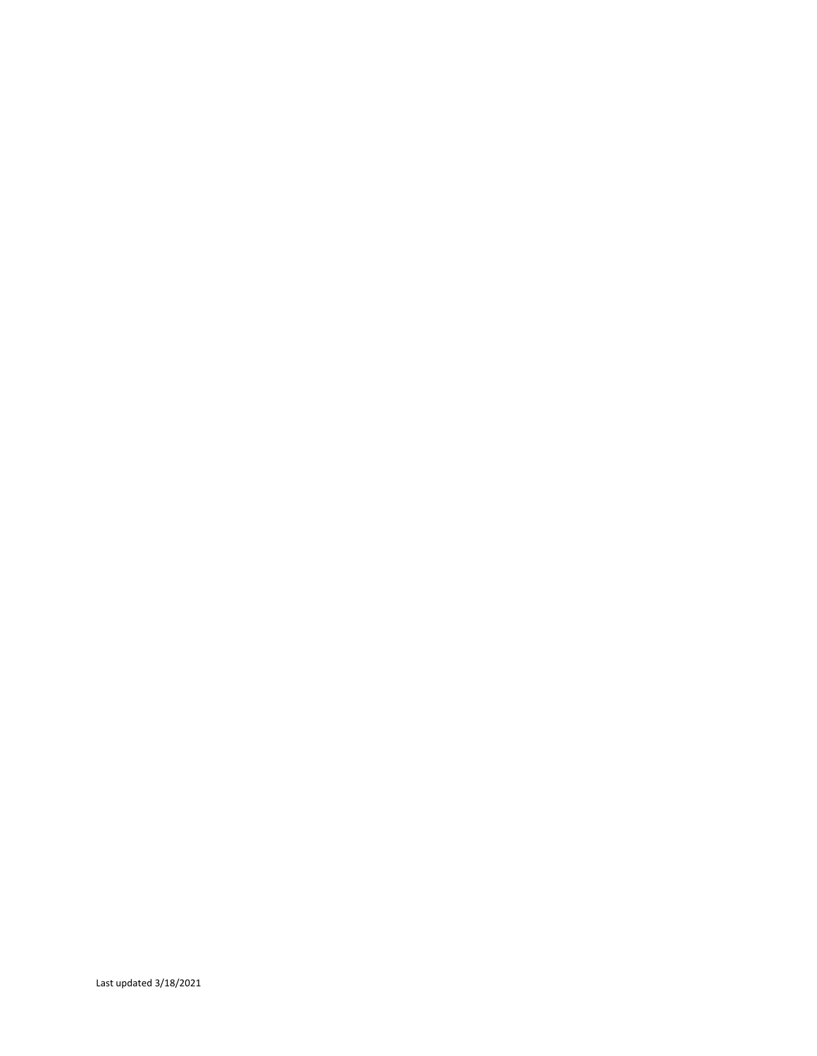Last updated 3/18/2021